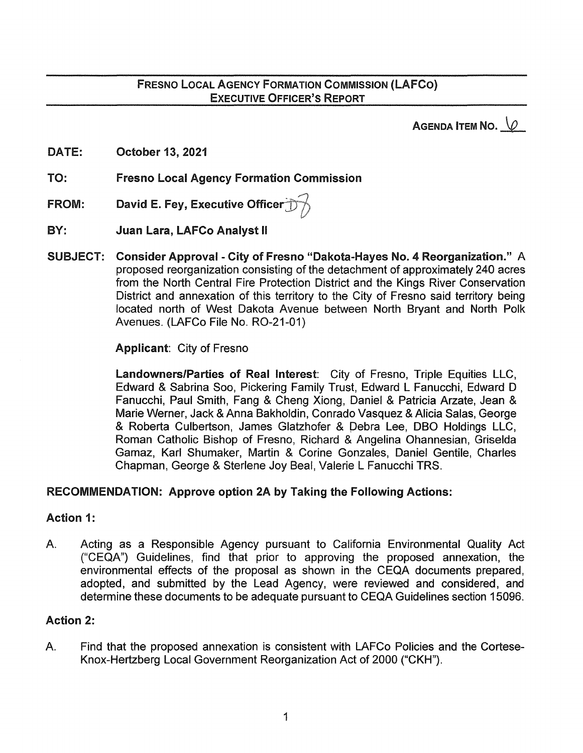# FRESNO LOCAL AGENCY FORMATION COMMISSION (LAFCo)
## EXECUTIVE OFFICER'S REPORT

**AGENDA ITEM NO. 6**

**DATE:** **October 13, 2021**

**TO:** **Fresno Local Agency Formation Commission**

**FROM:** **David E. Fey, Executive Officer**

**BY:** **Juan Lara, LAFCo Analyst II**

**SUBJECT:** **Consider Approval - City of Fresno "Dakota-Hayes No. 4 Reorganization."** A proposed reorganization consisting of the detachment of approximately 240 acres from the North Central Fire Protection District and the Kings River Conservation District and annexation of this territory to the City of Fresno said territory being located north of West Dakota Avenue between North Bryant and North Polk Avenues. (LAFCo File No. RO-21-01)

**Applicant**: City of Fresno

**Landowners/Parties of Real Interest**: City of Fresno, Triple Equities LLC, Edward & Sabrina Soo, Pickering Family Trust, Edward L Fanucchi, Edward D Fanucchi, Paul Smith, Fang & Cheng Xiong, Daniel & Patricia Arzate, Jean & Marie Werner, Jack & Anna Bakholdin, Conrado Vasquez & Alicia Salas, George & Roberta Culbertson, James Glatzhofer & Debra Lee, DBO Holdings LLC, Roman Catholic Bishop of Fresno, Richard & Angelina Ohannesian, Griselda Gamaz, Karl Shumaker, Martin & Corine Gonzales, Daniel Gentile, Charles Chapman, George & Sterlene Joy Beal, Valerie L Fanucchi TRS.

**RECOMMENDATION: Approve option 2A by Taking the Following Actions:**

**Action 1:**

A. Acting as a Responsible Agency pursuant to California Environmental Quality Act ("CEQA") Guidelines, find that prior to approving the proposed annexation, the environmental effects of the proposal as shown in the CEQA documents prepared, adopted, and submitted by the Lead Agency, were reviewed and considered, and determine these documents to be adequate pursuant to CEQA Guidelines section 15096.

**Action 2:**

A. Find that the proposed annexation is consistent with LAFCo Policies and the Cortese-Knox-Hertzberg Local Government Reorganization Act of 2000 ("CKH").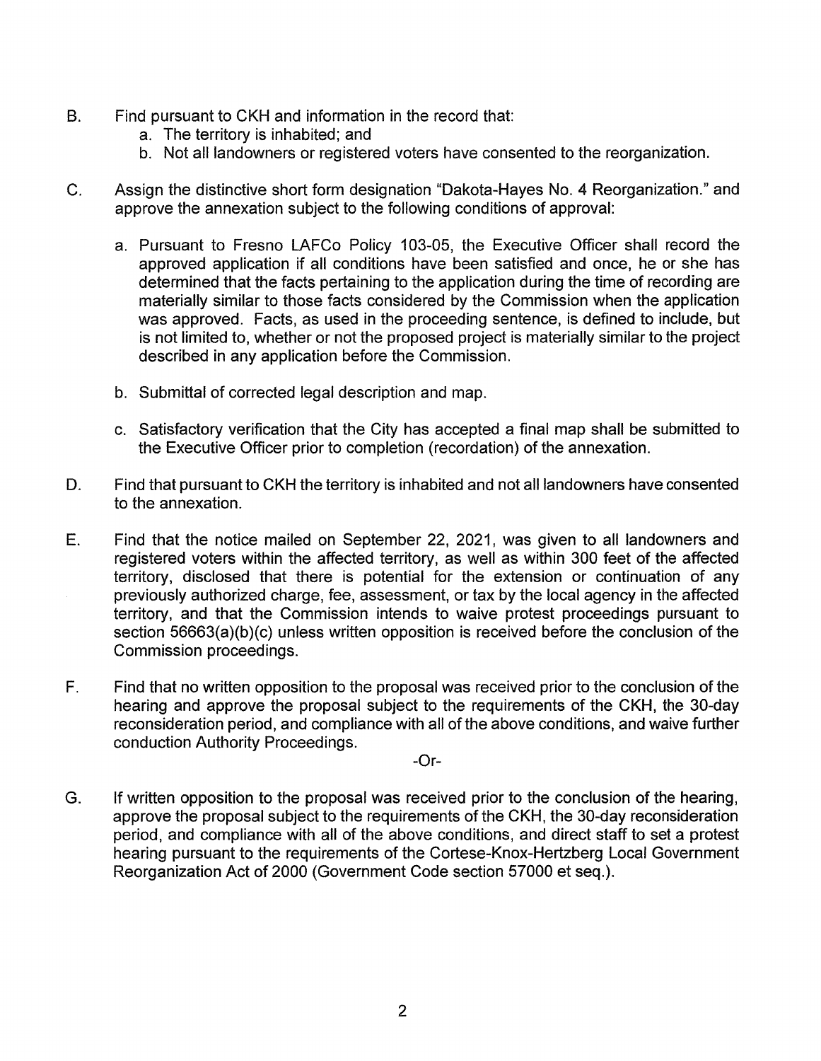B. Find pursuant to CKH and information in the record that:
   a. The territory is inhabited; and
   b. Not all landowners or registered voters have consented to the reorganization.

C. Assign the distinctive short form designation "Dakota-Hayes No. 4 Reorganization." and approve the annexation subject to the following conditions of approval:

   a. Pursuant to Fresno LAFCo Policy 103-05, the Executive Officer shall record the approved application if all conditions have been satisfied and once, he or she has determined that the facts pertaining to the application during the time of recording are materially similar to those facts considered by the Commission when the application was approved. Facts, as used in the proceeding sentence, is defined to include, but is not limited to, whether or not the proposed project is materially similar to the project described in any application before the Commission.

   b. Submittal of corrected legal description and map.

   c. Satisfactory verification that the City has accepted a final map shall be submitted to the Executive Officer prior to completion (recordation) of the annexation.

D. Find that pursuant to CKH the territory is inhabited and not all landowners have consented to the annexation.

E. Find that the notice mailed on September 22, 2021, was given to all landowners and registered voters within the affected territory, as well as within 300 feet of the affected territory, disclosed that there is potential for the extension or continuation of any previously authorized charge, fee, assessment, or tax by the local agency in the affected territory, and that the Commission intends to waive protest proceedings pursuant to section 56663(a)(b)(c) unless written opposition is received before the conclusion of the Commission proceedings.

F. Find that no written opposition to the proposal was received prior to the conclusion of the hearing and approve the proposal subject to the requirements of the CKH, the 30-day reconsideration period, and compliance with all of the above conditions, and waive further conduction Authority Proceedings.

-Or-

G. If written opposition to the proposal was received prior to the conclusion of the hearing, approve the proposal subject to the requirements of the CKH, the 30-day reconsideration period, and compliance with all of the above conditions, and direct staff to set a protest hearing pursuant to the requirements of the Cortese-Knox-Hertzberg Local Government Reorganization Act of 2000 (Government Code section 57000 et seq.).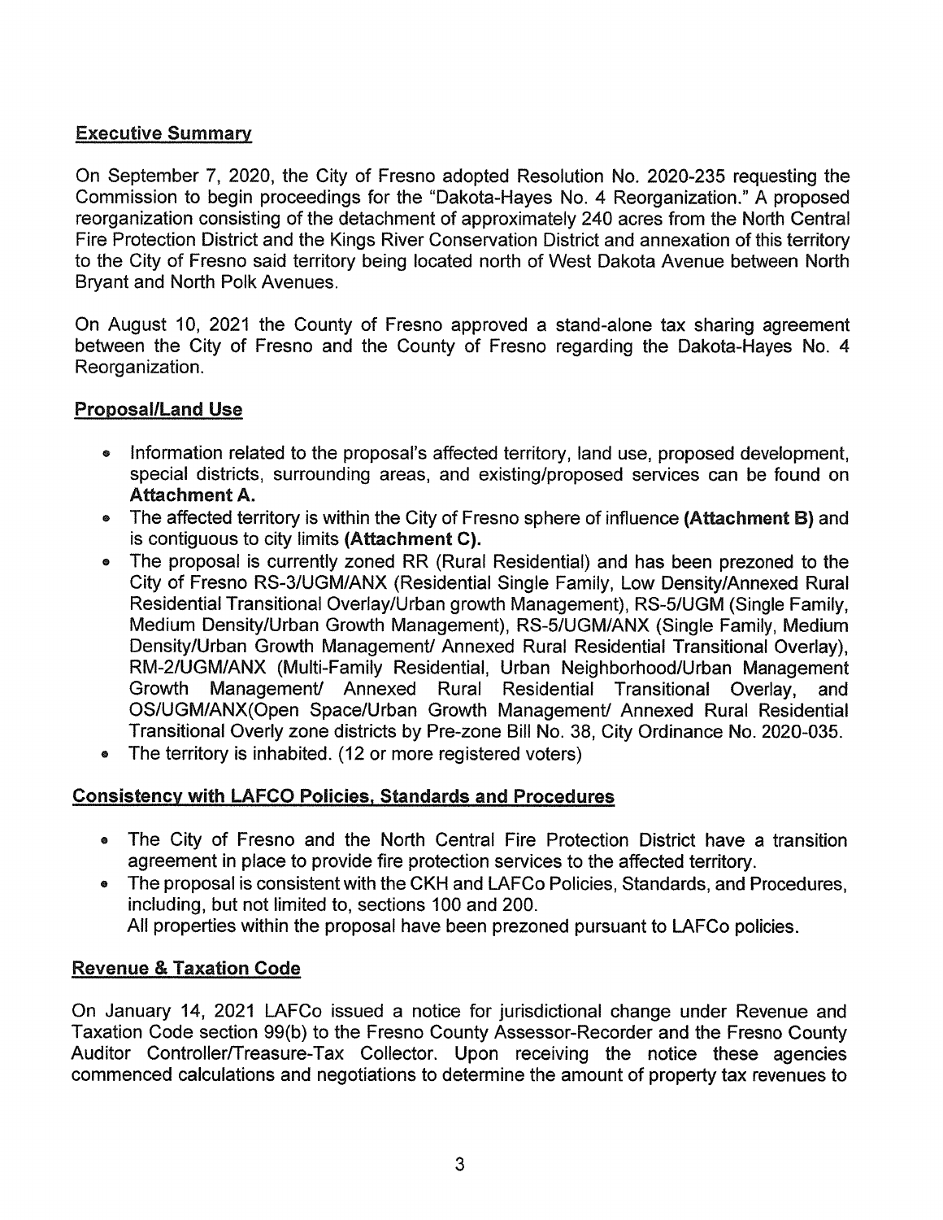## Executive Summary

On September 7, 2020, the City of Fresno adopted Resolution No. 2020-235 requesting the Commission to begin proceedings for the "Dakota-Hayes No. 4 Reorganization." A proposed reorganization consisting of the detachment of approximately 240 acres from the North Central Fire Protection District and the Kings River Conservation District and annexation of this territory to the City of Fresno said territory being located north of West Dakota Avenue between North Bryant and North Polk Avenues.

On August 10, 2021 the County of Fresno approved a stand-alone tax sharing agreement between the City of Fresno and the County of Fresno regarding the Dakota-Hayes No. 4 Reorganization.

## Proposal/Land Use

- Information related to the proposal's affected territory, land use, proposed development, special districts, surrounding areas, and existing/proposed services can be found on **Attachment A.**
- The affected territory is within the City of Fresno sphere of influence **(Attachment B)** and is contiguous to city limits **(Attachment C).**
- The proposal is currently zoned RR (Rural Residential) and has been prezoned to the City of Fresno RS-3/UGM/ANX (Residential Single Family, Low Density/Annexed Rural Residential Transitional Overlay/Urban growth Management), RS-5/UGM (Single Family, Medium Density/Urban Growth Management), RS-5/UGM/ANX (Single Family, Medium Density/Urban Growth Management/ Annexed Rural Residential Transitional Overlay), RM-2/UGM/ANX (Multi-Family Residential, Urban Neighborhood/Urban Management Growth Management/ Annexed Rural Residential Transitional Overlay, and OS/UGM/ANX(Open Space/Urban Growth Management/ Annexed Rural Residential Transitional Overly zone districts by Pre-zone Bill No. 38, City Ordinance No. 2020-035.
- The territory is inhabited. (12 or more registered voters)

## Consistency with LAFCO Policies, Standards and Procedures

- The City of Fresno and the North Central Fire Protection District have a transition agreement in place to provide fire protection services to the affected territory.
- The proposal is consistent with the CKH and LAFCo Policies, Standards, and Procedures, including, but not limited to, sections 100 and 200.
  All properties within the proposal have been prezoned pursuant to LAFCo policies.

## Revenue & Taxation Code

On January 14, 2021 LAFCo issued a notice for jurisdictional change under Revenue and Taxation Code section 99(b) to the Fresno County Assessor-Recorder and the Fresno County Auditor Controller/Treasure-Tax Collector. Upon receiving the notice these agencies commenced calculations and negotiations to determine the amount of property tax revenues to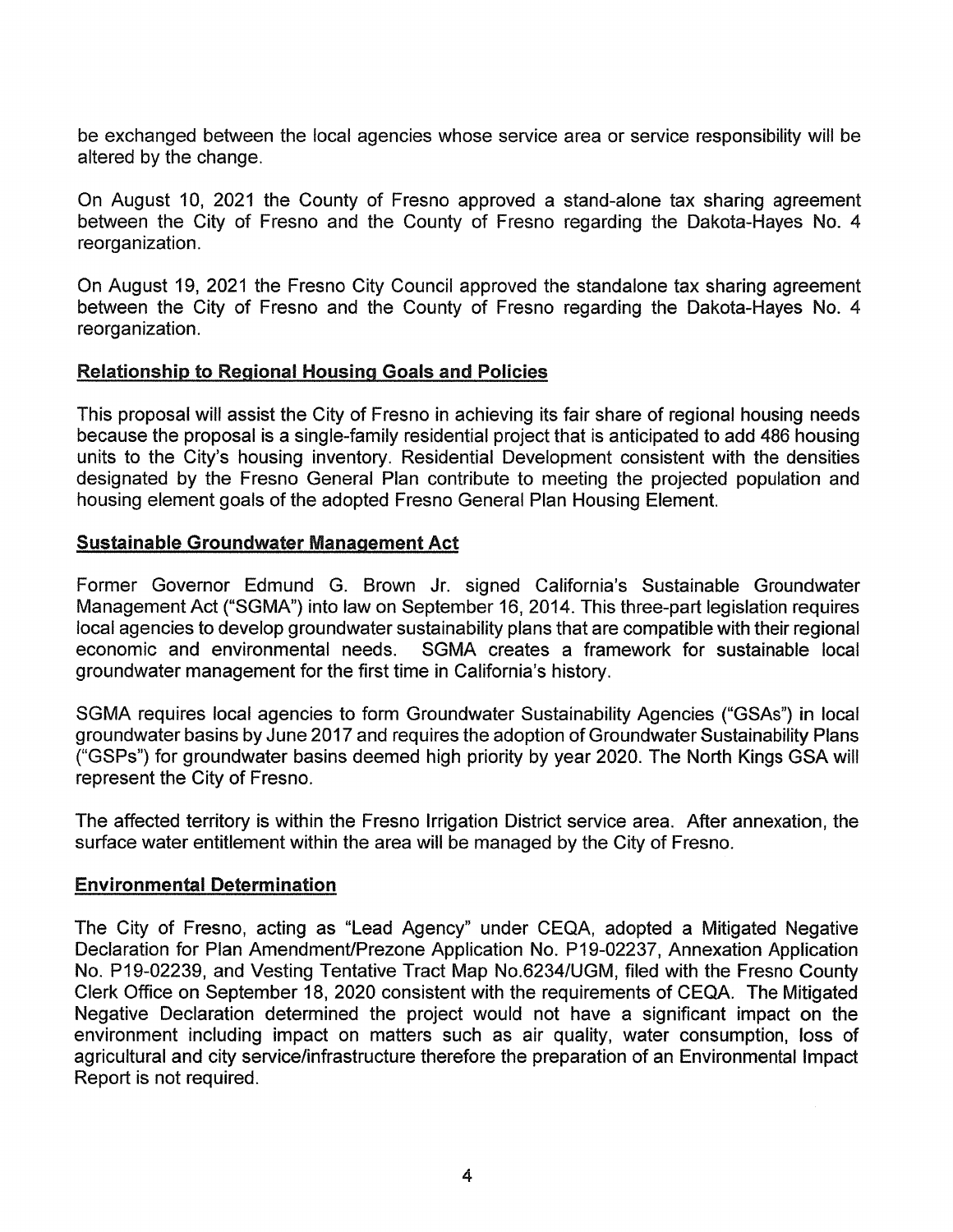be exchanged between the local agencies whose service area or service responsibility will be altered by the change.

On August 10, 2021 the County of Fresno approved a stand-alone tax sharing agreement between the City of Fresno and the County of Fresno regarding the Dakota-Hayes No. 4 reorganization.

On August 19, 2021 the Fresno City Council approved the standalone tax sharing agreement between the City of Fresno and the County of Fresno regarding the Dakota-Hayes No. 4 reorganization.

**Relationship to Regional Housing Goals and Policies**

This proposal will assist the City of Fresno in achieving its fair share of regional housing needs because the proposal is a single-family residential project that is anticipated to add 486 housing units to the City's housing inventory. Residential Development consistent with the densities designated by the Fresno General Plan contribute to meeting the projected population and housing element goals of the adopted Fresno General Plan Housing Element.

**Sustainable Groundwater Management Act**

Former Governor Edmund G. Brown Jr. signed California's Sustainable Groundwater Management Act ("SGMA") into law on September 16, 2014. This three-part legislation requires local agencies to develop groundwater sustainability plans that are compatible with their regional economic and environmental needs. SGMA creates a framework for sustainable local groundwater management for the first time in California's history.

SGMA requires local agencies to form Groundwater Sustainability Agencies ("GSAs") in local groundwater basins by June 2017 and requires the adoption of Groundwater Sustainability Plans ("GSPs") for groundwater basins deemed high priority by year 2020. The North Kings GSA will represent the City of Fresno.

The affected territory is within the Fresno Irrigation District service area. After annexation, the surface water entitlement within the area will be managed by the City of Fresno.

**Environmental Determination**

The City of Fresno, acting as "Lead Agency" under CEQA, adopted a Mitigated Negative Declaration for Plan Amendment/Prezone Application No. P19-02237, Annexation Application No. P19-02239, and Vesting Tentative Tract Map No.6234/UGM, filed with the Fresno County Clerk Office on September 18, 2020 consistent with the requirements of CEQA. The Mitigated Negative Declaration determined the project would not have a significant impact on the environment including impact on matters such as air quality, water consumption, loss of agricultural and city service/infrastructure therefore the preparation of an Environmental Impact Report is not required.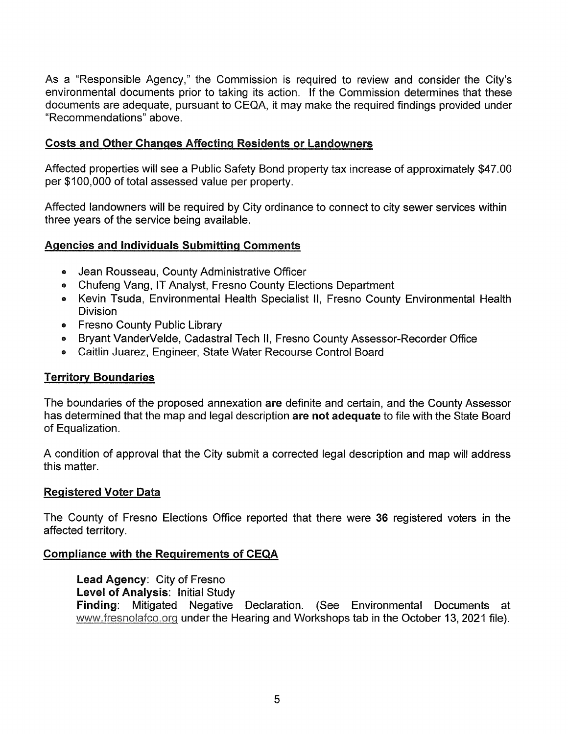As a "Responsible Agency," the Commission is required to review and consider the City's environmental documents prior to taking its action. If the Commission determines that these documents are adequate, pursuant to CEQA, it may make the required findings provided under "Recommendations" above.

## Costs and Other Changes Affecting Residents or Landowners

Affected properties will see a Public Safety Bond property tax increase of approximately $47.00 per $100,000 of total assessed value per property.

Affected landowners will be required by City ordinance to connect to city sewer services within three years of the service being available.

## Agencies and Individuals Submitting Comments

- Jean Rousseau, County Administrative Officer
- Chufeng Vang, IT Analyst, Fresno County Elections Department
- Kevin Tsuda, Environmental Health Specialist II, Fresno County Environmental Health Division
- Fresno County Public Library
- Bryant VanderVelde, Cadastral Tech II, Fresno County Assessor-Recorder Office
- Caitlin Juarez, Engineer, State Water Recourse Control Board

## Territory Boundaries

The boundaries of the proposed annexation **are** definite and certain, and the County Assessor has determined that the map and legal description **are not adequate** to file with the State Board of Equalization.

A condition of approval that the City submit a corrected legal description and map will address this matter.

## Registered Voter Data

The County of Fresno Elections Office reported that there were **36** registered voters in the affected territory.

## Compliance with the Requirements of CEQA

**Lead Agency**: City of Fresno
**Level of Analysis**: Initial Study
**Finding**: Mitigated Negative Declaration. (See Environmental Documents at www.fresnolafco.org under the Hearing and Workshops tab in the October 13, 2021 file).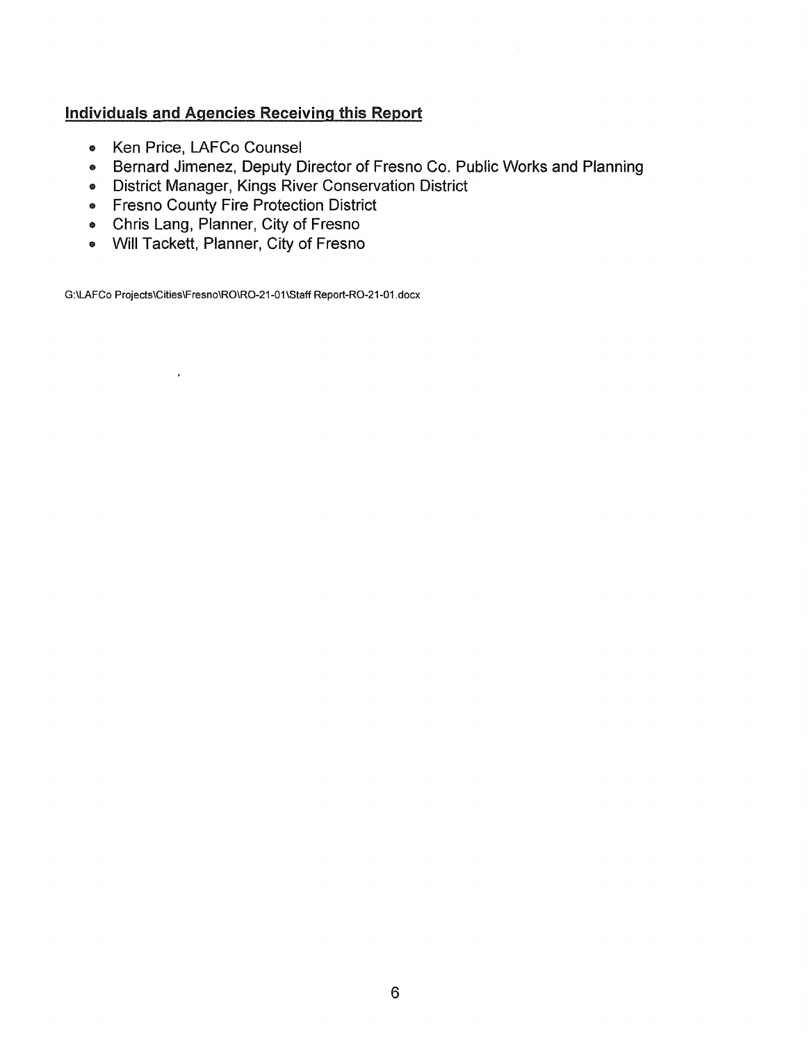**Individuals and Agencies Receiving this Report**

- Ken Price, LAFCo Counsel
- Bernard Jimenez, Deputy Director of Fresno Co. Public Works and Planning
- District Manager, Kings River Conservation District
- Fresno County Fire Protection District
- Chris Lang, Planner, City of Fresno
- Will Tackett, Planner, City of Fresno

G:\LAFCo Projects\Cities\Fresno\RO\RO-21-01\Staff Report-RO-21-01.docx